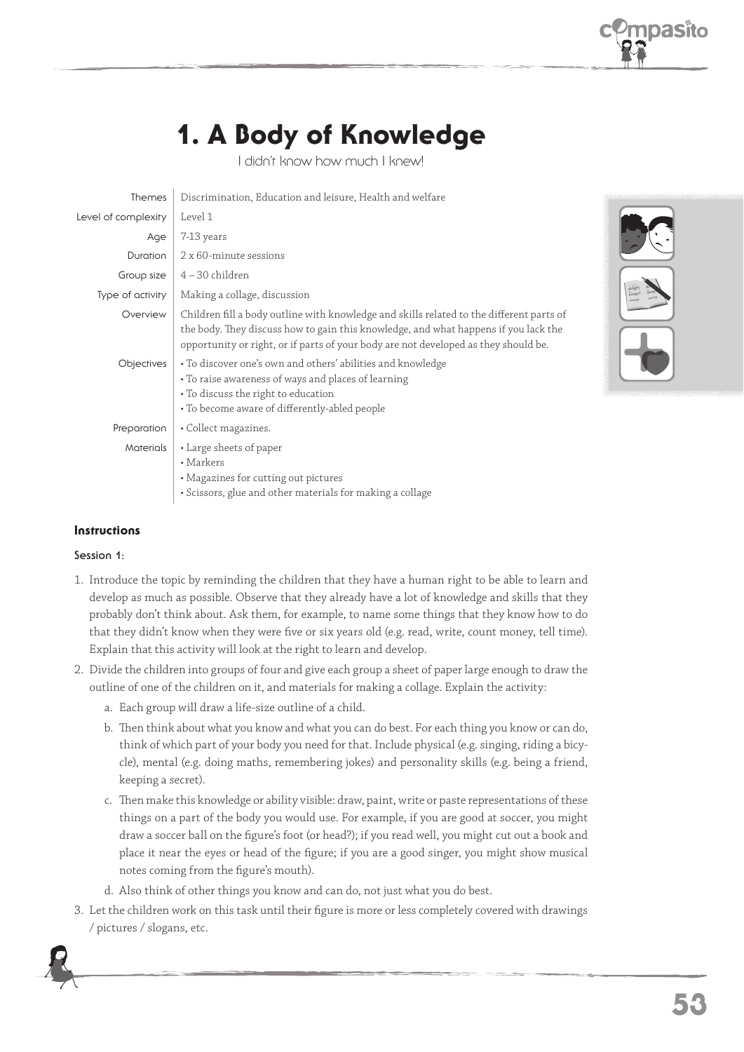# 1. A Body of Knowledge

I didn't know how much I knew!

| | |
|---|---|
| Themes | Discrimination, Education and leisure, Health and welfare |
| Level of complexity | Level 1 |
| Age | 7-13 years |
| Duration | 2 x 60-minute sessions |
| Group size | 4 – 30 children |
| Type of activity | Making a collage, discussion |
| Overview | Children fill a body outline with knowledge and skills related to the different parts of the body. They discuss how to gain this knowledge, and what happens if you lack the opportunity or right, or if parts of your body are not developed as they should be. |
| Objectives | • To discover one's own and others' abilities and knowledge<br>• To raise awareness of ways and places of learning<br>• To discuss the right to education<br>• To become aware of differently-abled people |
| Preparation | • Collect magazines. |
| Materials | • Large sheets of paper<br>• Markers<br>• Magazines for cutting out pictures<br>• Scissors, glue and other materials for making a collage |

### Instructions

**Session 1:**

1. Introduce the topic by reminding the children that they have a human right to be able to learn and develop as much as possible. Observe that they already have a lot of knowledge and skills that they probably don't think about. Ask them, for example, to name some things that they know how to do that they didn't know when they were five or six years old (e.g. read, write, count money, tell time). Explain that this activity will look at the right to learn and develop.
2. Divide the children into groups of four and give each group a sheet of paper large enough to draw the outline of one of the children on it, and materials for making a collage. Explain the activity:
   a. Each group will draw a life-size outline of a child.
   b. Then think about what you know and what you can do best. For each thing you know or can do, think of which part of your body you need for that. Include physical (e.g. singing, riding a bicycle), mental (e.g. doing maths, remembering jokes) and personality skills (e.g. being a friend, keeping a secret).
   c. Then make this knowledge or ability visible: draw, paint, write or paste representations of these things on a part of the body you would use. For example, if you are good at soccer, you might draw a soccer ball on the figure's foot (or head?); if you read well, you might cut out a book and place it near the eyes or head of the figure; if you are a good singer, you might show musical notes coming from the figure's mouth).
   d. Also think of other things you know and can do, not just what you do best.
3. Let the children work on this task until their figure is more or less completely covered with drawings / pictures / slogans, etc.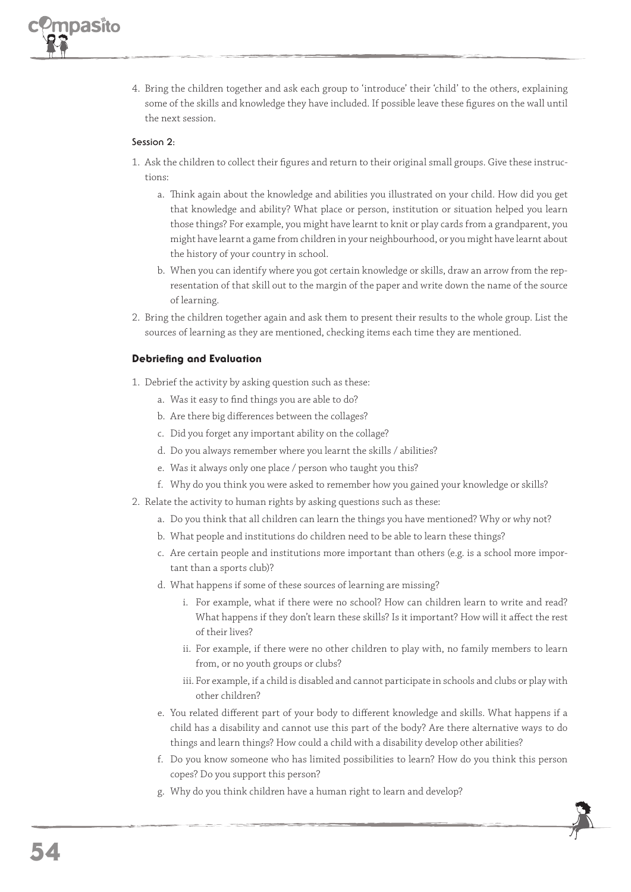4. Bring the children together and ask each group to 'introduce' their 'child' to the others, explaining some of the skills and knowledge they have included. If possible leave these figures on the wall until the next session.

Session 2:

1. Ask the children to collect their figures and return to their original small groups. Give these instructions:
   a. Think again about the knowledge and abilities you illustrated on your child. How did you get that knowledge and ability? What place or person, institution or situation helped you learn those things? For example, you might have learnt to knit or play cards from a grandparent, you might have learnt a game from children in your neighbourhood, or you might have learnt about the history of your country in school.
   b. When you can identify where you got certain knowledge or skills, draw an arrow from the representation of that skill out to the margin of the paper and write down the name of the source of learning.
2. Bring the children together again and ask them to present their results to the whole group. List the sources of learning as they are mentioned, checking items each time they are mentioned.

### Debriefing and Evaluation

1. Debrief the activity by asking question such as these:
   a. Was it easy to find things you are able to do?
   b. Are there big differences between the collages?
   c. Did you forget any important ability on the collage?
   d. Do you always remember where you learnt the skills / abilities?
   e. Was it always only one place / person who taught you this?
   f. Why do you think you were asked to remember how you gained your knowledge or skills?
2. Relate the activity to human rights by asking questions such as these:
   a. Do you think that all children can learn the things you have mentioned? Why or why not?
   b. What people and institutions do children need to be able to learn these things?
   c. Are certain people and institutions more important than others (e.g. is a school more important than a sports club)?
   d. What happens if some of these sources of learning are missing?
      i. For example, what if there were no school? How can children learn to write and read? What happens if they don't learn these skills? Is it important? How will it affect the rest of their lives?
      ii. For example, if there were no other children to play with, no family members to learn from, or no youth groups or clubs?
      iii. For example, if a child is disabled and cannot participate in schools and clubs or play with other children?
   e. You related different part of your body to different knowledge and skills. What happens if a child has a disability and cannot use this part of the body? Are there alternative ways to do things and learn things? How could a child with a disability develop other abilities?
   f. Do you know someone who has limited possibilities to learn? How do you think this person copes? Do you support this person?
   g. Why do you think children have a human right to learn and develop?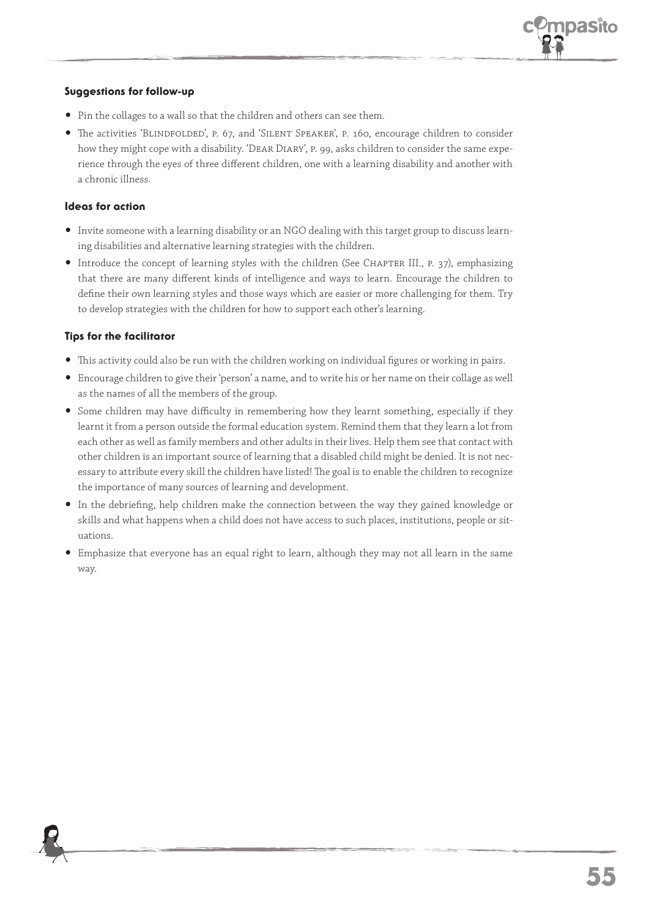### Suggestions for follow-up

- Pin the collages to a wall so that the children and others can see them.
- The activities 'Blindfolded', p. 67, and 'Silent Speaker', p. 160, encourage children to consider how they might cope with a disability. 'Dear Diary', p. 99, asks children to consider the same experience through the eyes of three different children, one with a learning disability and another with a chronic illness.

### Ideas for action

- Invite someone with a learning disability or an NGO dealing with this target group to discuss learning disabilities and alternative learning strategies with the children.
- Introduce the concept of learning styles with the children (See Chapter III., p. 37), emphasizing that there are many different kinds of intelligence and ways to learn. Encourage the children to define their own learning styles and those ways which are easier or more challenging for them. Try to develop strategies with the children for how to support each other's learning.

### Tips for the facilitator

- This activity could also be run with the children working on individual figures or working in pairs.
- Encourage children to give their 'person' a name, and to write his or her name on their collage as well as the names of all the members of the group.
- Some children may have difficulty in remembering how they learnt something, especially if they learnt it from a person outside the formal education system. Remind them that they learn a lot from each other as well as family members and other adults in their lives. Help them see that contact with other children is an important source of learning that a disabled child might be denied. It is not necessary to attribute every skill the children have listed! The goal is to enable the children to recognize the importance of many sources of learning and development.
- In the debriefing, help children make the connection between the way they gained knowledge or skills and what happens when a child does not have access to such places, institutions, people or situations.
- Emphasize that everyone has an equal right to learn, although they may not all learn in the same way.